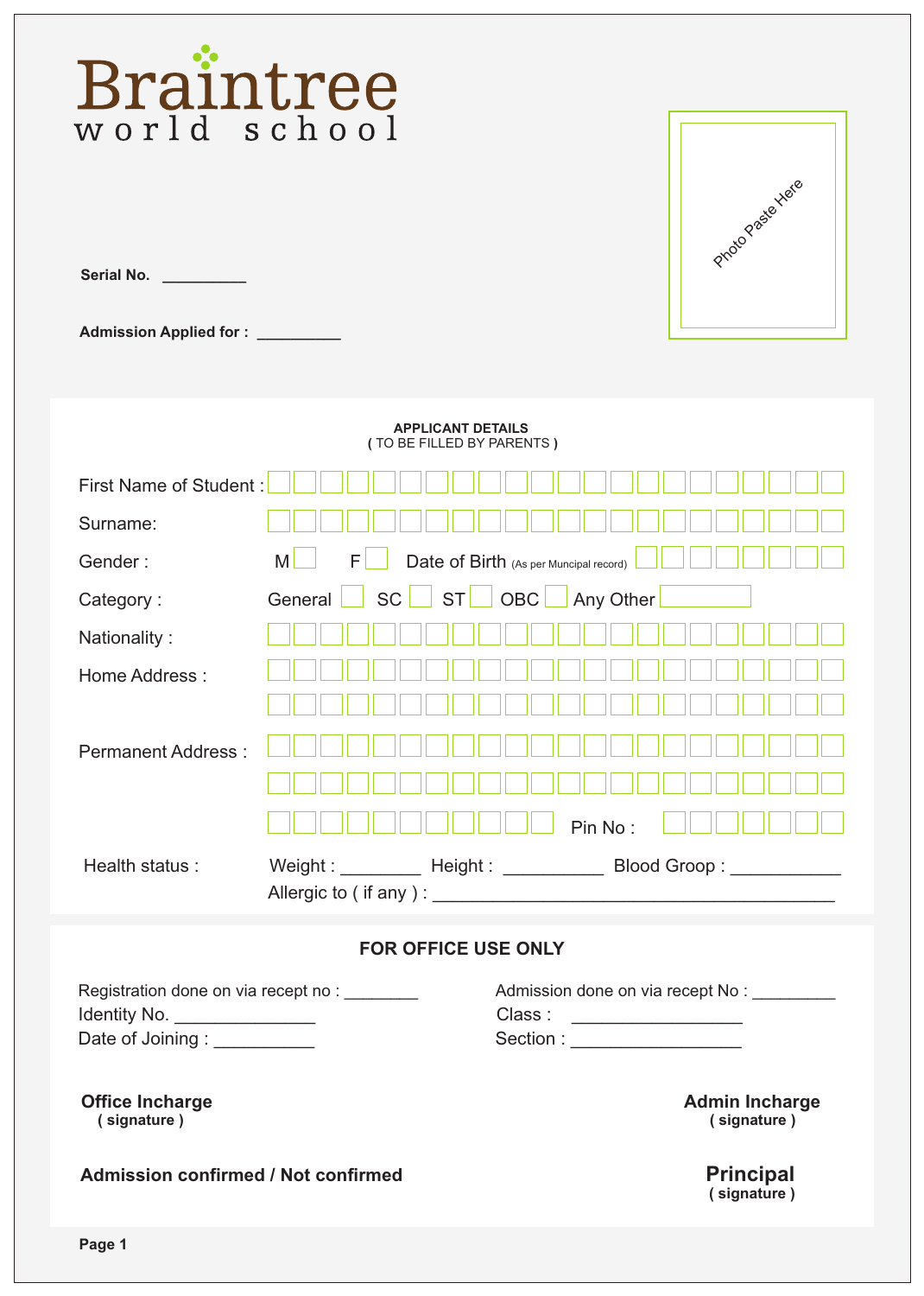# Braintree world school

Photo Paste Here

**Serial No.** __________

**Admission Applied for :** __________

**APPLICANT DETAILS**
( TO BE FILLED BY PARENTS )

First Name of Student : ☐☐☐☐☐☐☐☐☐☐☐☐☐☐☐☐☐☐☐☐☐☐

Surname: ☐☐☐☐☐☐☐☐☐☐☐☐☐☐☐☐☐☐☐☐☐☐

Gender : M ☐ F ☐ Date of Birth (As per Muncipal record) ☐☐☐☐☐☐☐☐

Category : General ☐ SC ☐ ST ☐ OBC ☐ Any Other ☐

Nationality : ☐☐☐☐☐☐☐☐☐☐☐☐☐☐☐☐☐☐☐☐☐☐

Home Address : ☐☐☐☐☐☐☐☐☐☐☐☐☐☐☐☐☐☐☐☐☐☐
☐☐☐☐☐☐☐☐☐☐☐☐☐☐☐☐☐☐☐☐☐☐

Permanent Address : ☐☐☐☐☐☐☐☐☐☐☐☐☐☐☐☐☐☐☐☐☐☐
☐☐☐☐☐☐☐☐☐☐☐☐☐☐☐☐☐☐☐☐☐☐
☐☐☐☐☐☐☐☐☐☐☐ Pin No : ☐☐☐☐☐☐☐

Health status : Weight : ________ Height : __________ Blood Groop : ___________
Allergic to ( if any ) : ________________________________________

**FOR OFFICE USE ONLY**

Registration done on via recept no : ________
Identity No. ______________
Date of Joining : __________

Admission done on via recept No : _________
Class : _________________
Section : _________________

**Office Incharge**
**( signature )**

**Admin Incharge**
**( signature )**

**Admission confirmed / Not confirmed**

**Principal**
**( signature )**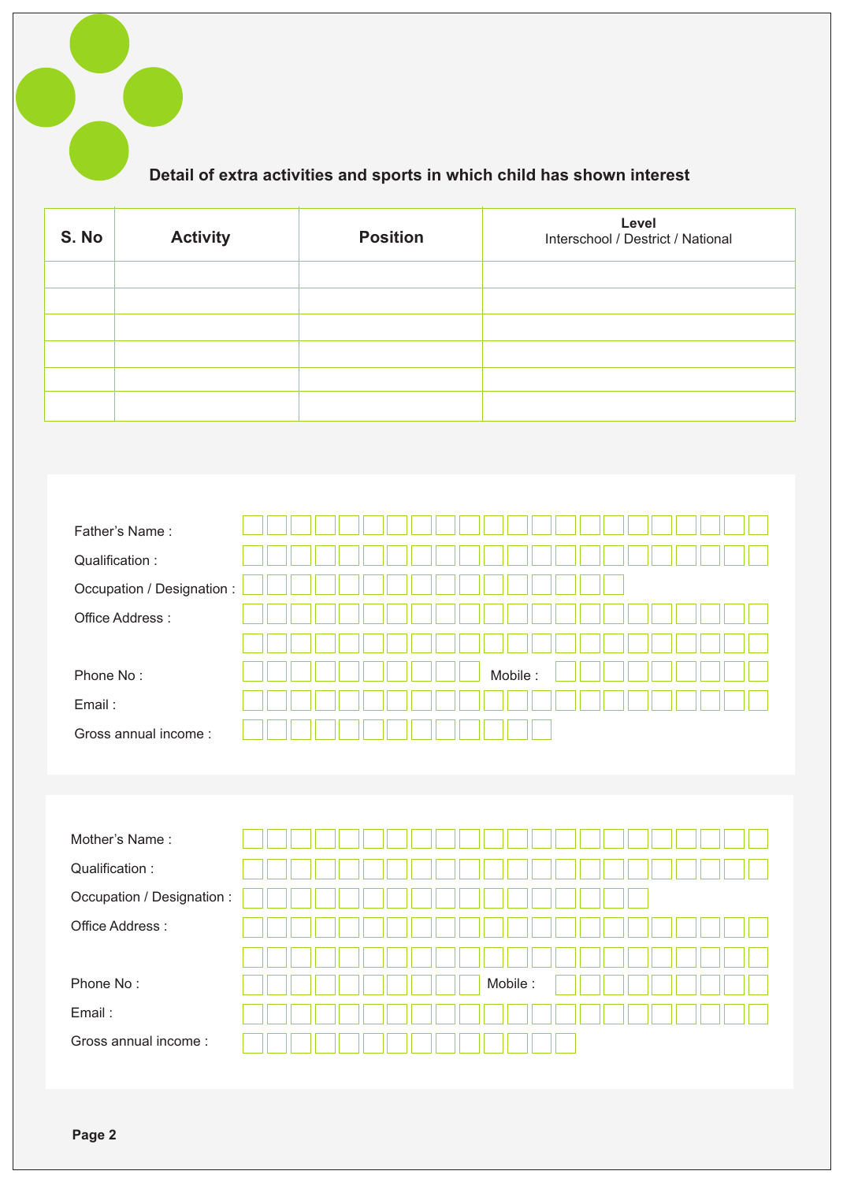### Detail of extra activities and sports in which child has shown interest

| S. No | Activity | Position | **Level** Interschool / Destrict / National |
|---|---|---|---|
| | | | |
| | | | |
| | | | |
| | | | |
| | | | |
| | | | |

Father's Name :

Qualification :

Occupation / Designation :

Office Address :

Phone No : Mobile :

Email :

Gross annual income :

Mother's Name :

Qualification :

Occupation / Designation :

Office Address :

Phone No : Mobile :

Email :

Gross annual income :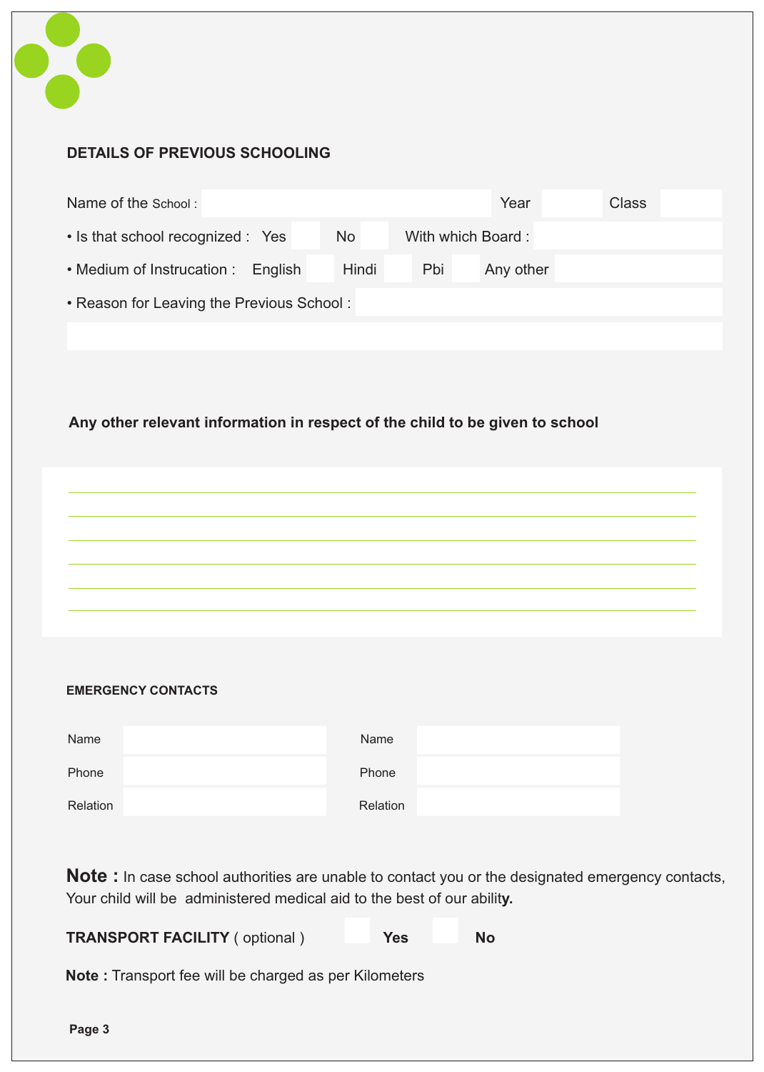## DETAILS OF PREVIOUS SCHOOLING

Name of the School : ____________________ Year ______ Class ______

- Is that school recognized : Yes ☐ No ☐ With which Board : ____________
- Medium of Instrucation : English ☐ Hindi ☐ Pbi ☐ Any other ____________
- Reason for Leaving the Previous School : ____________________

____________________________________________

**Any other relevant information in respect of the child to be given to school**

____________________________________________

____________________________________________

____________________________________________

____________________________________________

____________________________________________

____________________________________________

### EMERGENCY CONTACTS

| | | | |
|---|---|---|---|
| Name | | Name | |
| Phone | | Phone | |
| Relation | | Relation | |

**Note :** In case school authorities are unable to contact you or the designated emergency contacts, Your child will be administered medical aid to the best of our ability.

**TRANSPORT FACILITY** ( optional ) ☐ **Yes** ☐ **No**

**Note :** Transport fee will be charged as per Kilometers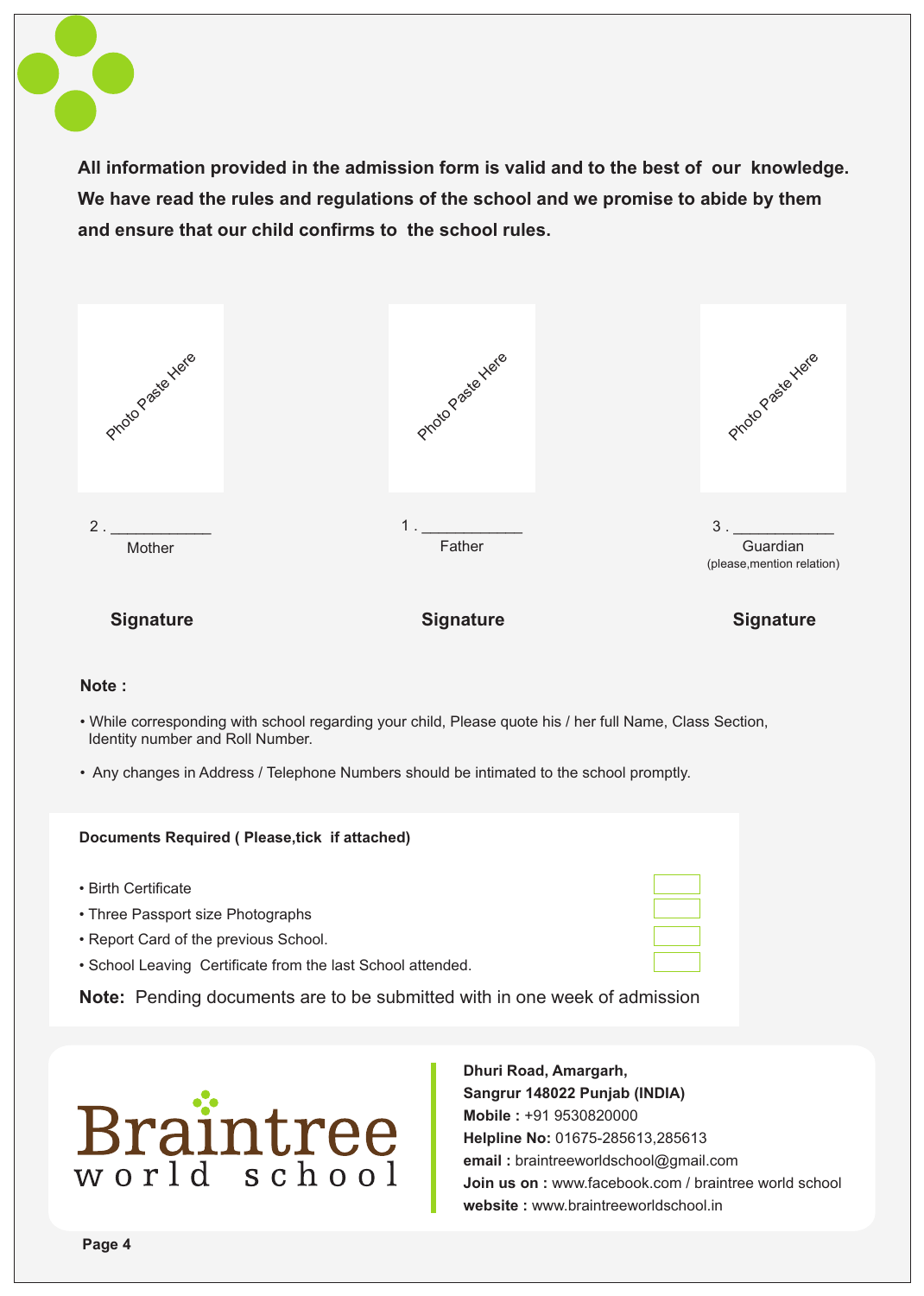**All information provided in the admission form is valid and to the best of our knowledge. We have read the rules and regulations of the school and we promise to abide by them and ensure that our child confirms to the school rules.**

Photo Paste Here

Photo Paste Here

Photo Paste Here

2 . ___________
Mother

1 . ___________
Father

3 . ___________
Guardian
(please,mention relation)

**Signature** **Signature** **Signature**

**Note :**

- While corresponding with school regarding your child, Please quote his / her full Name, Class Section, Identity number and Roll Number.
- Any changes in Address / Telephone Numbers should be intimated to the school promptly.

**Documents Required ( Please,tick if attached)**

- Birth Certificate ☐
- Three Passport size Photographs ☐
- Report Card of the previous School. ☐
- School Leaving Certificate from the last School attended. ☐

**Note:** Pending documents are to be submitted with in one week of admission

Braintree
world school

**Dhuri Road, Amargarh,**
**Sangrur 148022 Punjab (INDIA)**
**Mobile :** +91 9530820000
**Helpline No:** 01675-285613,285613
**email :** braintreeworldschool@gmail.com
**Join us on :** www.facebook.com / braintree world school
**website :** www.braintreeworldschool.in